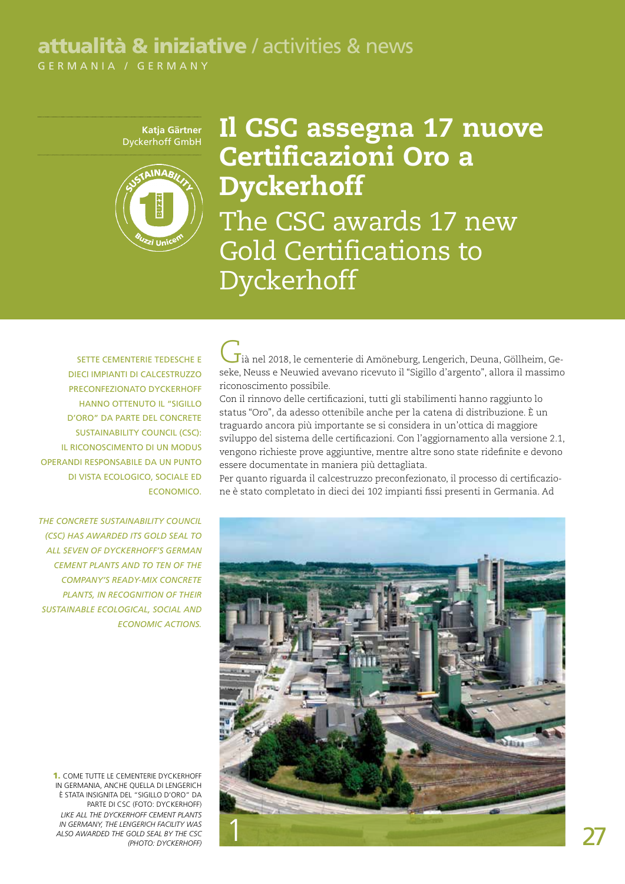**attualità & iniziative** / activities & news

GERMANIA / GERMANY

**Katja Gärtner**
Dyckerhoff GmbH

# Il CSC assegna 17 nuove Certificazioni Oro a Dyckerhoff

# The CSC awards 17 new Gold Certifications to Dyckerhoff

SETTE CEMENTERIE TEDESCHE E DIECI IMPIANTI DI CALCESTRUZZO PRECONFEZIONATO DYCKERHOFF HANNO OTTENUTO IL "SIGILLO D'ORO" DA PARTE DEL CONCRETE SUSTAINABILITY COUNCIL (CSC): IL RICONOSCIMENTO DI UN MODUS OPERANDI RESPONSABILE DA UN PUNTO DI VISTA ECOLOGICO, SOCIALE ED ECONOMICO.

*THE CONCRETE SUSTAINABILITY COUNCIL (CSC) HAS AWARDED ITS GOLD SEAL TO ALL SEVEN OF DYCKERHOFF'S GERMAN CEMENT PLANTS AND TO TEN OF THE COMPANY'S READY-MIX CONCRETE PLANTS, IN RECOGNITION OF THEIR SUSTAINABLE ECOLOGICAL, SOCIAL AND ECONOMIC ACTIONS.*

Già nel 2018, le cementerie di Amöneburg, Lengerich, Deuna, Göllheim, Geseke, Neuss e Neuwied avevano ricevuto il "Sigillo d'argento", allora il massimo riconoscimento possibile.

Con il rinnovo delle certificazioni, tutti gli stabilimenti hanno raggiunto lo status "Oro", da adesso ottenibile anche per la catena di distribuzione. È un traguardo ancora più importante se si considera in un'ottica di maggiore sviluppo del sistema delle certificazioni. Con l'aggiornamento alla versione 2.1, vengono richieste prove aggiuntive, mentre altre sono state ridefinite e devono essere documentate in maniera più dettagliata.

Per quanto riguarda il calcestruzzo preconfezionato, il processo di certificazione è stato completato in dieci dei 102 impianti fissi presenti in Germania. Ad

**1.** COME TUTTE LE CEMENTERIE DYCKERHOFF IN GERMANIA, ANCHE QUELLA DI LENGERICH È STATA INSIGNITA DEL "SIGILLO D'ORO" DA PARTE DI CSC (FOTO: DYCKERHOFF)
*LIKE ALL THE DYCKERHOFF CEMENT PLANTS IN GERMANY, THE LENGERICH FACILITY WAS ALSO AWARDED THE GOLD SEAL BY THE CSC (PHOTO: DYCKERHOFF)*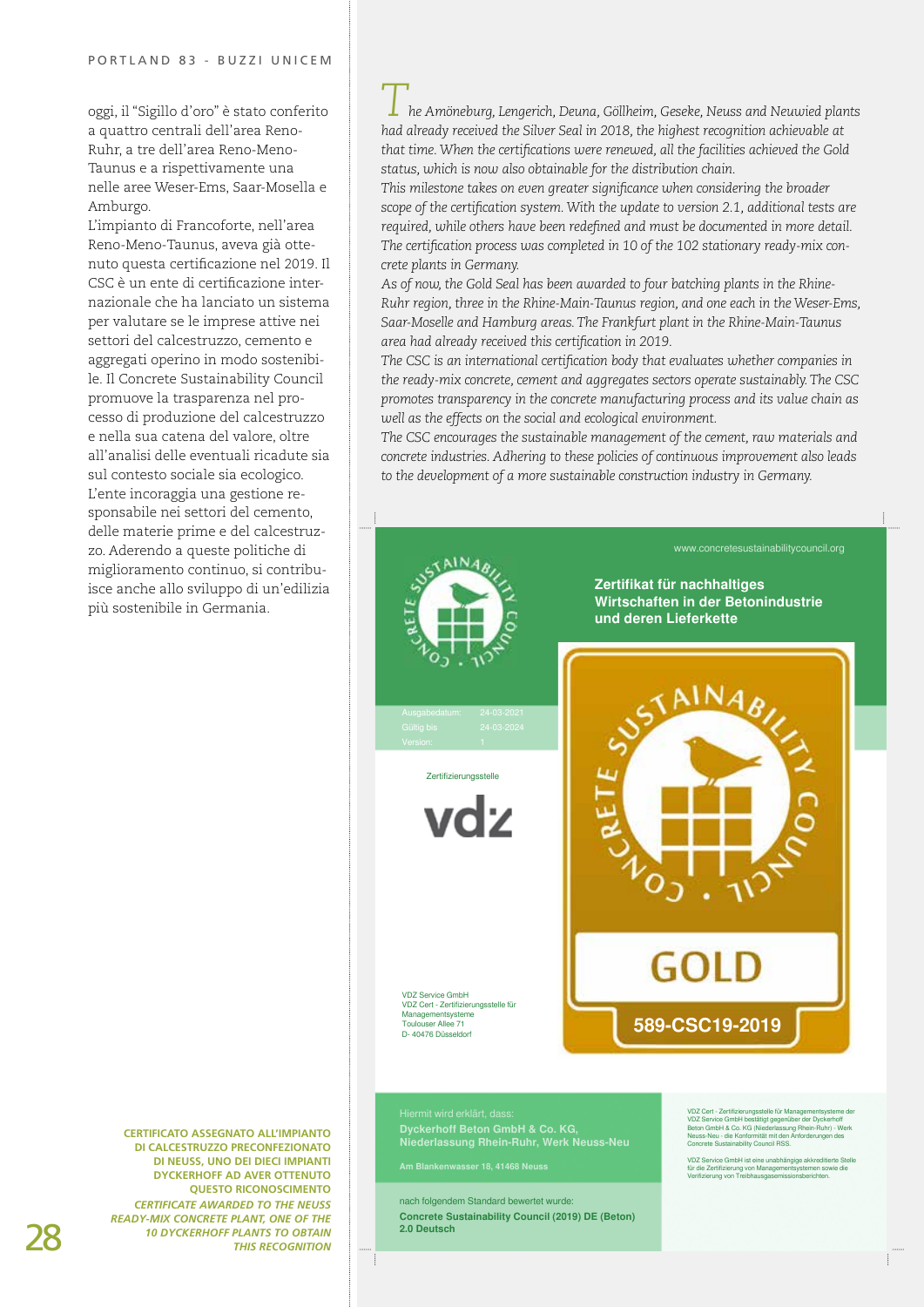oggi, il “Sigillo d’oro” è stato conferito a quattro centrali dell’area Reno-Ruhr, a tre dell’area Reno-Meno-Taunus e a rispettivamente una nelle aree Weser-Ems, Saar-Mosella e Amburgo.
L’impianto di Francoforte, nell’area Reno-Meno-Taunus, aveva già ottenuto questa certificazione nel 2019. Il CSC è un ente di certificazione internazionale che ha lanciato un sistema per valutare se le imprese attive nei settori del calcestruzzo, cemento e aggregati operino in modo sostenibile. Il Concrete Sustainability Council promuove la trasparenza nel processo di produzione del calcestruzzo e nella sua catena del valore, oltre all’analisi delle eventuali ricadute sia sul contesto sociale sia ecologico.
L’ente incoraggia una gestione responsabile nei settori del cemento, delle materie prime e del calcestruzzo. Aderendo a queste politiche di miglioramento continuo, si contribuisce anche allo sviluppo di un’edilizia più sostenibile in Germania.

*The Amöneburg, Lengerich, Deuna, Göllheim, Geseke, Neuss and Neuwied plants had already received the Silver Seal in 2018, the highest recognition achievable at that time. When the certifications were renewed, all the facilities achieved the Gold status, which is now also obtainable for the distribution chain.*
*This milestone takes on even greater significance when considering the broader scope of the certification system. With the update to version 2.1, additional tests are required, while others have been redefined and must be documented in more detail. The certification process was completed in 10 of the 102 stationary ready-mix concrete plants in Germany.*
*As of now, the Gold Seal has been awarded to four batching plants in the Rhine-Ruhr region, three in the Rhine-Main-Taunus region, and one each in the Weser-Ems, Saar-Moselle and Hamburg areas. The Frankfurt plant in the Rhine-Main-Taunus area had already received this certification in 2019.*
*The CSC is an international certification body that evaluates whether companies in the ready-mix concrete, cement and aggregates sectors operate sustainably. The CSC promotes transparency in the concrete manufacturing process and its value chain as well as the effects on the social and ecological environment.*
*The CSC encourages the sustainable management of the cement, raw materials and concrete industries. Adhering to these policies of continuous improvement also leads to the development of a more sustainable construction industry in Germany.*

www.concretesustainabilitycouncil.org

**Zertifikat für nachhaltiges Wirtschaften in der Betonindustrie und deren Lieferkette**

Ausgabedatum: 24-03-2021
Gültig bis 24-03-2024
Version: 1

Zertifizierungsstelle

vdz

GOLD

589-CSC19-2019

VDZ Service GmbH
VDZ Cert - Zertifizierungsstelle für Managementsysteme
Toulouser Allee 71
D- 40476 Düsseldorf

Hiermit wird erklärt, dass:
**Dyckerhoff Beton GmbH & Co. KG, Niederlassung Rhein-Ruhr, Werk Neuss-Neu**

Am Blankenwasser 18, 41468 Neuss

nach folgendem Standard bewertet wurde:
**Concrete Sustainability Council (2019) DE (Beton) 2.0 Deutsch**

VDZ Cert - Zertifizierungsstelle für Managementsysteme der VDZ Service GmbH bestätigt gegenüber der Dyckerhoff Beton GmbH & Co. KG (Niederlassung Rhein-Ruhr) - Werk Neuss-Neu - die Konformität mit den Anforderungen des Concrete Sustainability Council RSS.

VDZ Service GmbH ist eine unabhängige akkreditierte Stelle für die Zertifizierung von Managementsystemen sowie die Verifizierung von Treibhausgasemissionsberichten.

**CERTIFICATO ASSEGNATO ALL’IMPIANTO DI CALCESTRUZZO PRECONFEZIONATO DI NEUSS, UNO DEI DIECI IMPIANTI DYCKERHOFF AD AVER OTTENUTO QUESTO RICONOSCIMENTO**
***CERTIFICATE AWARDED TO THE NEUSS READY-MIX CONCRETE PLANT, ONE OF THE 10 DYCKERHOFF PLANTS TO OBTAIN THIS RECOGNITION***